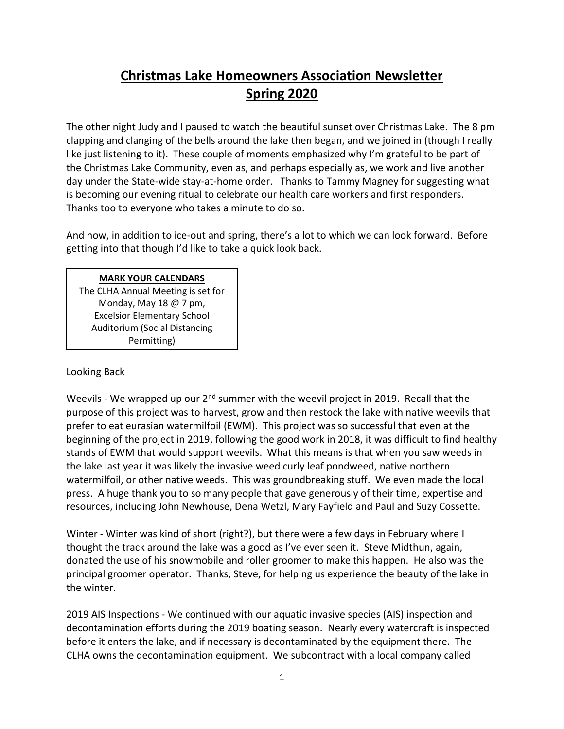# Christmas Lake Homeowners Association Newsletter
# Spring 2020

The other night Judy and I paused to watch the beautiful sunset over Christmas Lake. The 8 pm clapping and clanging of the bells around the lake then began, and we joined in (though I really like just listening to it). These couple of moments emphasized why I'm grateful to be part of the Christmas Lake Community, even as, and perhaps especially as, we work and live another day under the State-wide stay-at-home order. Thanks to Tammy Magney for suggesting what is becoming our evening ritual to celebrate our health care workers and first responders. Thanks too to everyone who takes a minute to do so.

And now, in addition to ice-out and spring, there's a lot to which we can look forward. Before getting into that though I'd like to take a quick look back.

> **MARK YOUR CALENDARS**
> The CLHA Annual Meeting is set for Monday, May 18 @ 7 pm, Excelsior Elementary School Auditorium (Social Distancing Permitting)

## Looking Back

Weevils - We wrapped up our 2nd summer with the weevil project in 2019. Recall that the purpose of this project was to harvest, grow and then restock the lake with native weevils that prefer to eat eurasian watermilfoil (EWM). This project was so successful that even at the beginning of the project in 2019, following the good work in 2018, it was difficult to find healthy stands of EWM that would support weevils. What this means is that when you saw weeds in the lake last year it was likely the invasive weed curly leaf pondweed, native northern watermilfoil, or other native weeds. This was groundbreaking stuff. We even made the local press. A huge thank you to so many people that gave generously of their time, expertise and resources, including John Newhouse, Dena Wetzl, Mary Fayfield and Paul and Suzy Cossette.

Winter - Winter was kind of short (right?), but there were a few days in February where I thought the track around the lake was a good as I've ever seen it. Steve Midthun, again, donated the use of his snowmobile and roller groomer to make this happen. He also was the principal groomer operator. Thanks, Steve, for helping us experience the beauty of the lake in the winter.

2019 AIS Inspections - We continued with our aquatic invasive species (AIS) inspection and decontamination efforts during the 2019 boating season. Nearly every watercraft is inspected before it enters the lake, and if necessary is decontaminated by the equipment there. The CLHA owns the decontamination equipment. We subcontract with a local company called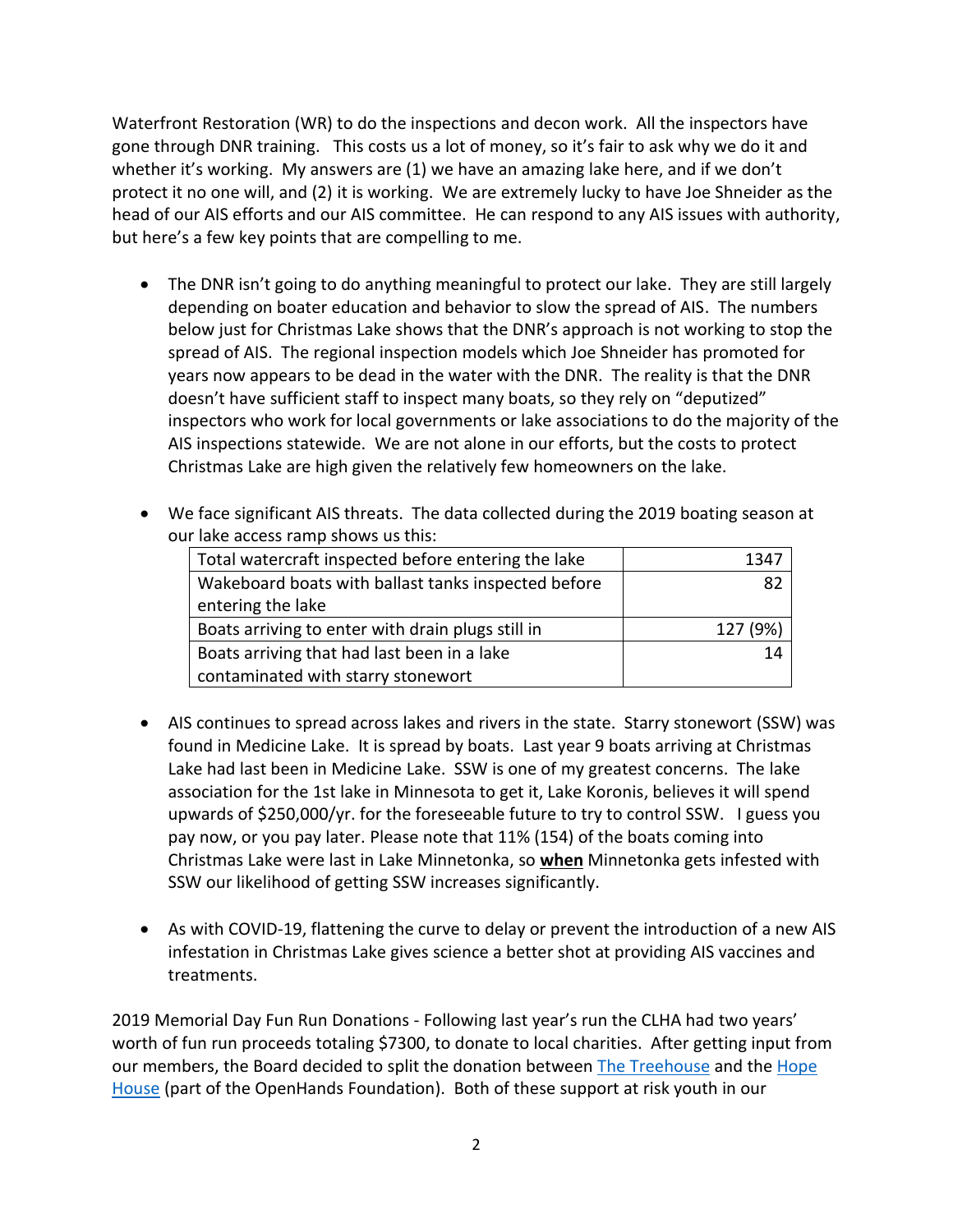Waterfront Restoration (WR) to do the inspections and decon work. All the inspectors have gone through DNR training. This costs us a lot of money, so it's fair to ask why we do it and whether it's working. My answers are (1) we have an amazing lake here, and if we don't protect it no one will, and (2) it is working. We are extremely lucky to have Joe Shneider as the head of our AIS efforts and our AIS committee. He can respond to any AIS issues with authority, but here's a few key points that are compelling to me.

- The DNR isn't going to do anything meaningful to protect our lake. They are still largely depending on boater education and behavior to slow the spread of AIS. The numbers below just for Christmas Lake shows that the DNR's approach is not working to stop the spread of AIS. The regional inspection models which Joe Shneider has promoted for years now appears to be dead in the water with the DNR. The reality is that the DNR doesn't have sufficient staff to inspect many boats, so they rely on "deputized" inspectors who work for local governments or lake associations to do the majority of the AIS inspections statewide. We are not alone in our efforts, but the costs to protect Christmas Lake are high given the relatively few homeowners on the lake.

- We face significant AIS threats. The data collected during the 2019 boating season at our lake access ramp shows us this:

| Total watercraft inspected before entering the lake | 1347 |
|---|---:|
| Wakeboard boats with ballast tanks inspected before entering the lake | 82 |
| Boats arriving to enter with drain plugs still in | 127 (9%) |
| Boats arriving that had last been in a lake contaminated with starry stonewort | 14 |

- AIS continues to spread across lakes and rivers in the state. Starry stonewort (SSW) was found in Medicine Lake. It is spread by boats. Last year 9 boats arriving at Christmas Lake had last been in Medicine Lake. SSW is one of my greatest concerns. The lake association for the 1st lake in Minnesota to get it, Lake Koronis, believes it will spend upwards of $250,000/yr. for the foreseeable future to try to control SSW. I guess you pay now, or you pay later. Please note that 11% (154) of the boats coming into Christmas Lake were last in Lake Minnetonka, so <u>**when**</u> Minnetonka gets infested with SSW our likelihood of getting SSW increases significantly.

- As with COVID-19, flattening the curve to delay or prevent the introduction of a new AIS infestation in Christmas Lake gives science a better shot at providing AIS vaccines and treatments.

2019 Memorial Day Fun Run Donations - Following last year's run the CLHA had two years' worth of fun run proceeds totaling $7300, to donate to local charities. After getting input from our members, the Board decided to split the donation between The Treehouse and the Hope House (part of the OpenHands Foundation). Both of these support at risk youth in our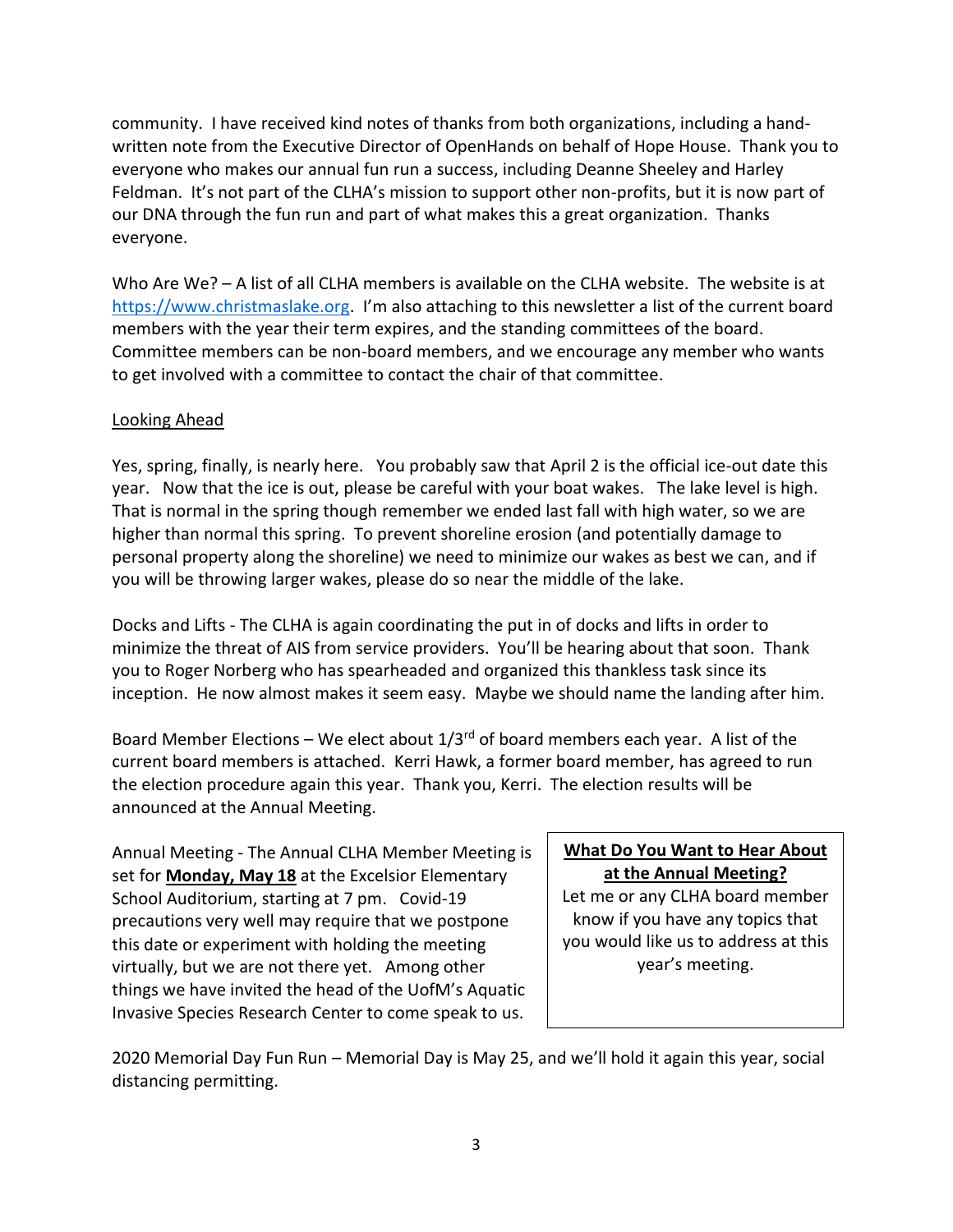community. I have received kind notes of thanks from both organizations, including a hand-written note from the Executive Director of OpenHands on behalf of Hope House. Thank you to everyone who makes our annual fun run a success, including Deanne Sheeley and Harley Feldman. It's not part of the CLHA's mission to support other non-profits, but it is now part of our DNA through the fun run and part of what makes this a great organization. Thanks everyone.

Who Are We? – A list of all CLHA members is available on the CLHA website. The website is at https://www.christmaslake.org. I'm also attaching to this newsletter a list of the current board members with the year their term expires, and the standing committees of the board. Committee members can be non-board members, and we encourage any member who wants to get involved with a committee to contact the chair of that committee.

Looking Ahead

Yes, spring, finally, is nearly here. You probably saw that April 2 is the official ice-out date this year. Now that the ice is out, please be careful with your boat wakes. The lake level is high. That is normal in the spring though remember we ended last fall with high water, so we are higher than normal this spring. To prevent shoreline erosion (and potentially damage to personal property along the shoreline) we need to minimize our wakes as best we can, and if you will be throwing larger wakes, please do so near the middle of the lake.

Docks and Lifts - The CLHA is again coordinating the put in of docks and lifts in order to minimize the threat of AIS from service providers. You'll be hearing about that soon. Thank you to Roger Norberg who has spearheaded and organized this thankless task since its inception. He now almost makes it seem easy. Maybe we should name the landing after him.

Board Member Elections – We elect about 1/3rd of board members each year. A list of the current board members is attached. Kerri Hawk, a former board member, has agreed to run the election procedure again this year. Thank you, Kerri. The election results will be announced at the Annual Meeting.

Annual Meeting - The Annual CLHA Member Meeting is set for **Monday, May 18** at the Excelsior Elementary School Auditorium, starting at 7 pm. Covid-19 precautions very well may require that we postpone this date or experiment with holding the meeting virtually, but we are not there yet. Among other things we have invited the head of the UofM's Aquatic Invasive Species Research Center to come speak to us.

**What Do You Want to Hear About at the Annual Meeting?**
Let me or any CLHA board member know if you have any topics that you would like us to address at this year's meeting.

2020 Memorial Day Fun Run – Memorial Day is May 25, and we'll hold it again this year, social distancing permitting.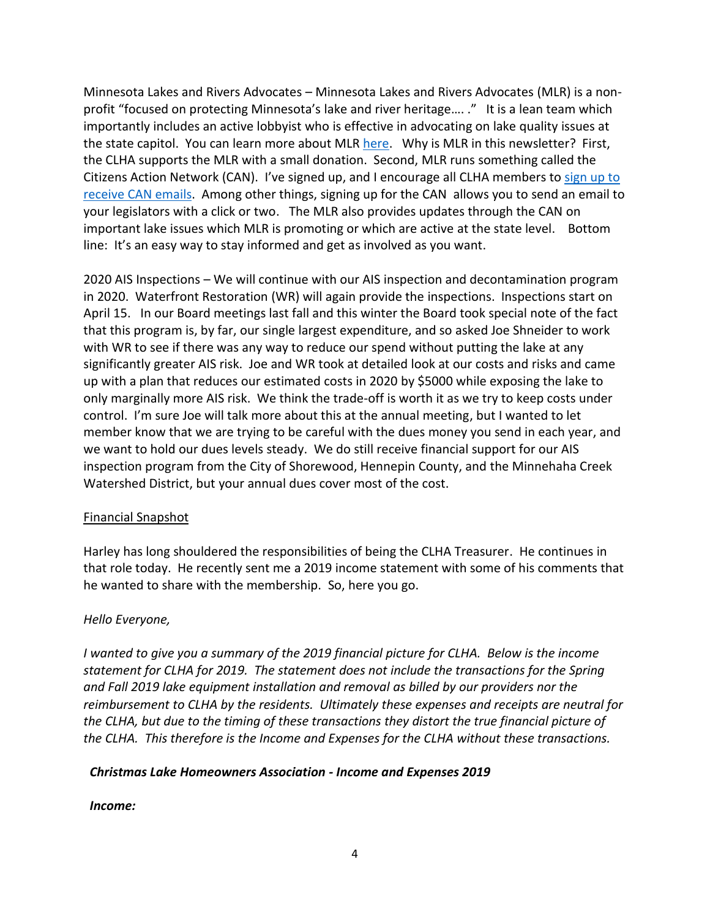Minnesota Lakes and Rivers Advocates – Minnesota Lakes and Rivers Advocates (MLR) is a non-profit "focused on protecting Minnesota's lake and river heritage…. ." It is a lean team which importantly includes an active lobbyist who is effective in advocating on lake quality issues at the state capitol. You can learn more about MLR here. Why is MLR in this newsletter? First, the CLHA supports the MLR with a small donation. Second, MLR runs something called the Citizens Action Network (CAN). I've signed up, and I encourage all CLHA members to sign up to receive CAN emails. Among other things, signing up for the CAN allows you to send an email to your legislators with a click or two. The MLR also provides updates through the CAN on important lake issues which MLR is promoting or which are active at the state level. Bottom line: It's an easy way to stay informed and get as involved as you want.

2020 AIS Inspections – We will continue with our AIS inspection and decontamination program in 2020. Waterfront Restoration (WR) will again provide the inspections. Inspections start on April 15. In our Board meetings last fall and this winter the Board took special note of the fact that this program is, by far, our single largest expenditure, and so asked Joe Shneider to work with WR to see if there was any way to reduce our spend without putting the lake at any significantly greater AIS risk. Joe and WR took at detailed look at our costs and risks and came up with a plan that reduces our estimated costs in 2020 by $5000 while exposing the lake to only marginally more AIS risk. We think the trade-off is worth it as we try to keep costs under control. I'm sure Joe will talk more about this at the annual meeting, but I wanted to let member know that we are trying to be careful with the dues money you send in each year, and we want to hold our dues levels steady. We do still receive financial support for our AIS inspection program from the City of Shorewood, Hennepin County, and the Minnehaha Creek Watershed District, but your annual dues cover most of the cost.

## Financial Snapshot

Harley has long shouldered the responsibilities of being the CLHA Treasurer. He continues in that role today. He recently sent me a 2019 income statement with some of his comments that he wanted to share with the membership. So, here you go.

*Hello Everyone,*

*I wanted to give you a summary of the 2019 financial picture for CLHA. Below is the income statement for CLHA for 2019. The statement does not include the transactions for the Spring and Fall 2019 lake equipment installation and removal as billed by our providers nor the reimbursement to CLHA by the residents. Ultimately these expenses and receipts are neutral for the CLHA, but due to the timing of these transactions they distort the true financial picture of the CLHA. This therefore is the Income and Expenses for the CLHA without these transactions.*

***Christmas Lake Homeowners Association - Income and Expenses 2019***

***Income:***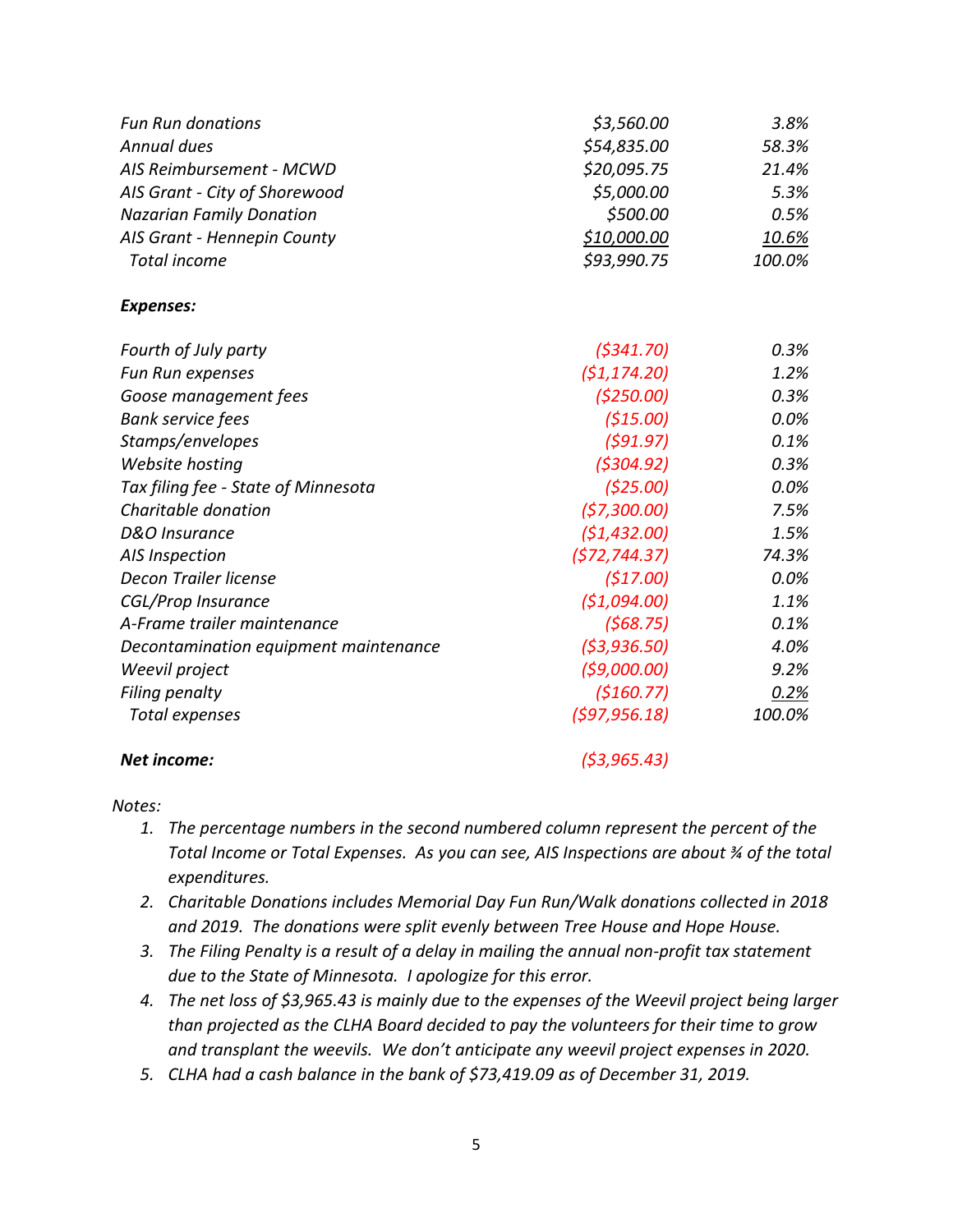| | | |
|---|---|---|
| *Fun Run donations* | *$3,560.00* | *3.8%* |
| *Annual dues* | *$54,835.00* | *58.3%* |
| *AIS Reimbursement - MCWD* | *$20,095.75* | *21.4%* |
| *AIS Grant - City of Shorewood* | *$5,000.00* | *5.3%* |
| *Nazarian Family Donation* | *$500.00* | *0.5%* |
| *AIS Grant - Hennepin County* | *$10,000.00* | *10.6%* |
| *Total income* | *$93,990.75* | *100.0%* |

***Expenses:***

| | | |
|---|---|---|
| *Fourth of July party* | *($341.70)* | *0.3%* |
| *Fun Run expenses* | *($1,174.20)* | *1.2%* |
| *Goose management fees* | *($250.00)* | *0.3%* |
| *Bank service fees* | *($15.00)* | *0.0%* |
| *Stamps/envelopes* | *($91.97)* | *0.1%* |
| *Website hosting* | *($304.92)* | *0.3%* |
| *Tax filing fee - State of Minnesota* | *($25.00)* | *0.0%* |
| *Charitable donation* | *($7,300.00)* | *7.5%* |
| *D&O Insurance* | *($1,432.00)* | *1.5%* |
| *AIS Inspection* | *($72,744.37)* | *74.3%* |
| *Decon Trailer license* | *($17.00)* | *0.0%* |
| *CGL/Prop Insurance* | *($1,094.00)* | *1.1%* |
| *A-Frame trailer maintenance* | *($68.75)* | *0.1%* |
| *Decontamination equipment maintenance* | *($3,936.50)* | *4.0%* |
| *Weevil project* | *($9,000.00)* | *9.2%* |
| *Filing penalty* | *($160.77)* | *0.2%* |
| *Total expenses* | *($97,956.18)* | *100.0%* |
| ***Net income:*** | *($3,965.43)* | |

*Notes:*

1. *The percentage numbers in the second numbered column represent the percent of the Total Income or Total Expenses. As you can see, AIS Inspections are about ¾ of the total expenditures.*
2. *Charitable Donations includes Memorial Day Fun Run/Walk donations collected in 2018 and 2019. The donations were split evenly between Tree House and Hope House.*
3. *The Filing Penalty is a result of a delay in mailing the annual non-profit tax statement due to the State of Minnesota. I apologize for this error.*
4. *The net loss of $3,965.43 is mainly due to the expenses of the Weevil project being larger than projected as the CLHA Board decided to pay the volunteers for their time to grow and transplant the weevils. We don't anticipate any weevil project expenses in 2020.*
5. *CLHA had a cash balance in the bank of $73,419.09 as of December 31, 2019.*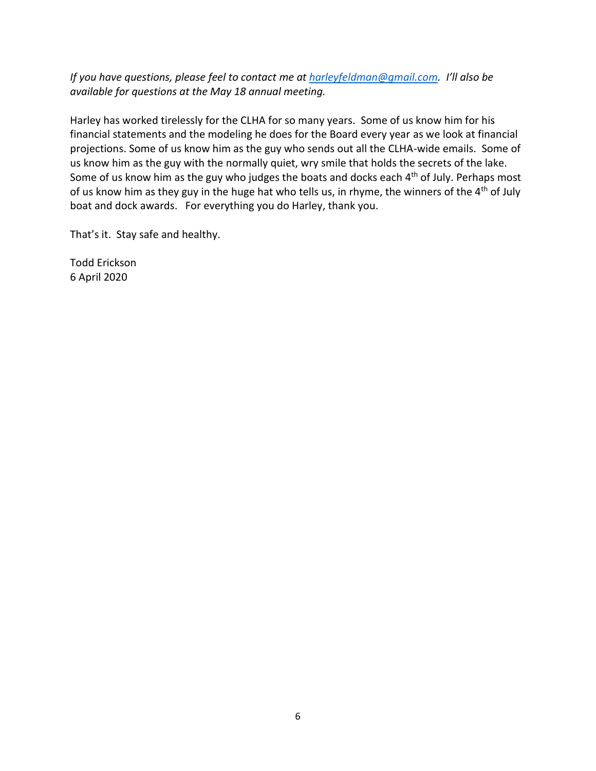*If you have questions, please feel to contact me at harleyfeldman@gmail.com. I'll also be available for questions at the May 18 annual meeting.*

Harley has worked tirelessly for the CLHA for so many years. Some of us know him for his financial statements and the modeling he does for the Board every year as we look at financial projections. Some of us know him as the guy who sends out all the CLHA-wide emails. Some of us know him as the guy with the normally quiet, wry smile that holds the secrets of the lake. Some of us know him as the guy who judges the boats and docks each 4th of July. Perhaps most of us know him as they guy in the huge hat who tells us, in rhyme, the winners of the 4th of July boat and dock awards. For everything you do Harley, thank you.

That's it. Stay safe and healthy.

Todd Erickson
6 April 2020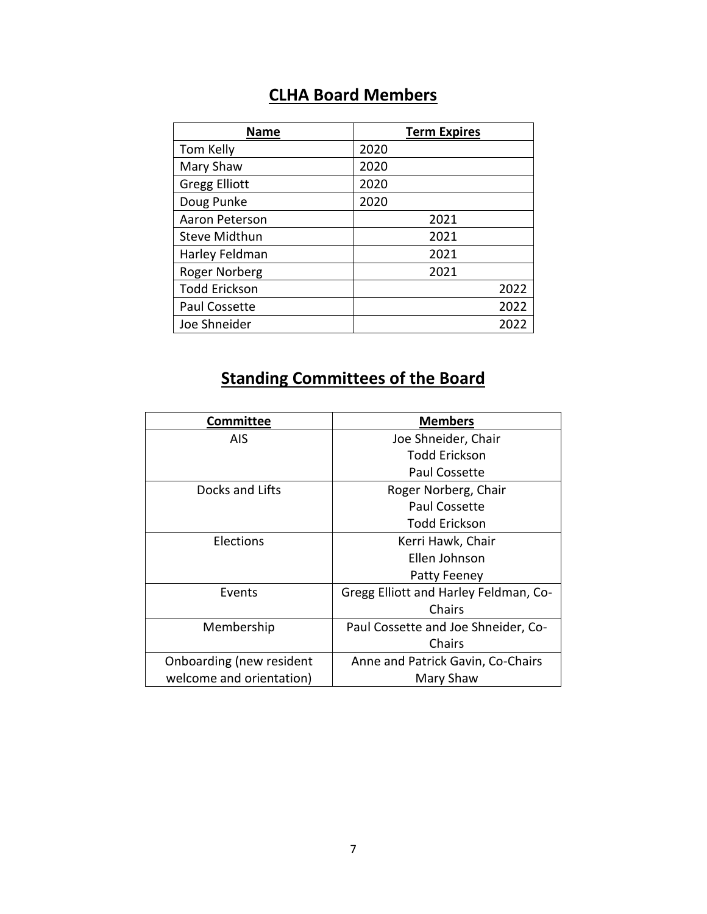## CLHA Board Members

| Name | Term Expires |
|---|---|
| Tom Kelly | 2020 |
| Mary Shaw | 2020 |
| Gregg Elliott | 2020 |
| Doug Punke | 2020 |
| Aaron Peterson | 2021 |
| Steve Midthun | 2021 |
| Harley Feldman | 2021 |
| Roger Norberg | 2021 |
| Todd Erickson | 2022 |
| Paul Cossette | 2022 |
| Joe Shneider | 2022 |

## Standing Committees of the Board

| Committee | Members |
|---|---|
| AIS | Joe Shneider, Chair<br>Todd Erickson<br>Paul Cossette |
| Docks and Lifts | Roger Norberg, Chair<br>Paul Cossette<br>Todd Erickson |
| Elections | Kerri Hawk, Chair<br>Ellen Johnson<br>Patty Feeney |
| Events | Gregg Elliott and Harley Feldman, Co-Chairs |
| Membership | Paul Cossette and Joe Shneider, Co-Chairs |
| Onboarding (new resident welcome and orientation) | Anne and Patrick Gavin, Co-Chairs<br>Mary Shaw |